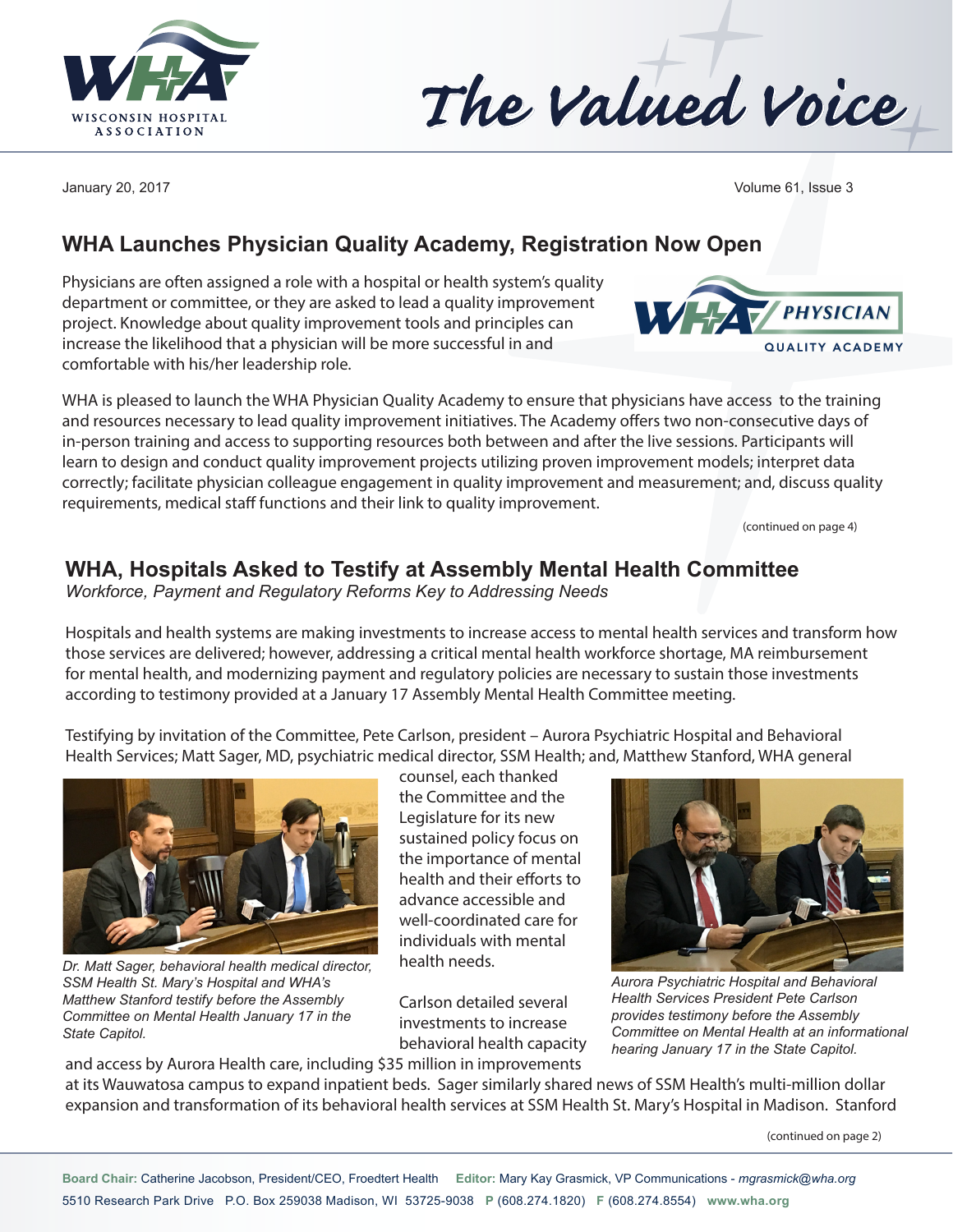# The Valued Voice

January 20, 2017

## WHA Launches Physician Quality Academy, Registration Now Open

Physicians are often assigned a role with a hospital or health system's quality department or committee, or they are asked to lead a quality improvement project. Knowledge about quality improvement tools and principles can increase the likelihood that a physician will be more successful in and comfortable with his/her leadership role.

WHA is pleased to launch the WHA Physician Quality Academy to ensure that physicians have access to the training and resources necessary to lead quality improvement initiatives. The Academy offers two non-consecutive days of in-person training and access to supporting resources both between and after the live sessions. Participants will learn to design and conduct quality improvement projects utilizing proven improvement models; interpret data correctly; facilitate physician colleague engagement in quality improvement and measurement; and, discuss quality requirements, medical staff functions and their link to quality improvement.

(continued on page 4)

## WHA, Hospitals Asked to Testify at Assembly Mental Health Committee

*Workforce, Payment and Regulatory Reforms Key to Addressing Needs*

Hospitals and health systems are making investments to increase access to mental health services and transform how those services are delivered; however, addressing a critical mental health workforce shortage, MA reimbursement for mental health, and modernizing payment and regulatory policies are necessary to sustain those investments according to testimony provided at a January 17 Assembly Mental Health Committee meeting.

Testifying by invitation of the Committee, Pete Carlson, president – Aurora Psychiatric Hospital and Behavioral Health Services; Matt Sager, MD, psychiatric medical director, SSM Health; and, Matthew Stanford, WHA general counsel, each thanked the Committee and the Legislature for its new sustained policy focus on the importance of mental health and their efforts to advance accessible and well-coordinated care for individuals with mental health needs.

*Dr. Matt Sager, behavioral health medical director, SSM Health St. Mary's Hospital and WHA's Matthew Stanford testify before the Assembly Committee on Mental Health January 17 in the State Capitol.*

*Aurora Psychiatric Hospital and Behavioral Health Services President Pete Carlson provides testimony before the Assembly Committee on Mental Health at an informational hearing January 17 in the State Capitol.*

Carlson detailed several investments to increase behavioral health capacity and access by Aurora Health care, including $35 million in improvements at its Wauwatosa campus to expand inpatient beds. Sager similarly shared news of SSM Health's multi-million dollar expansion and transformation of its behavioral health services at SSM Health St. Mary's Hospital in Madison. Stanford

(continued on page 2)

**Board Chair:** Catherine Jacobson, President/CEO, Froedtert Health **Editor:** Mary Kay Grasmick, VP Communications - *mgrasmick@wha.org*
5510 Research Park Drive P.O. Box 259038 Madison, WI 53725-9038 **P** (608.274.1820) **F** (608.274.8554) **www.wha.org**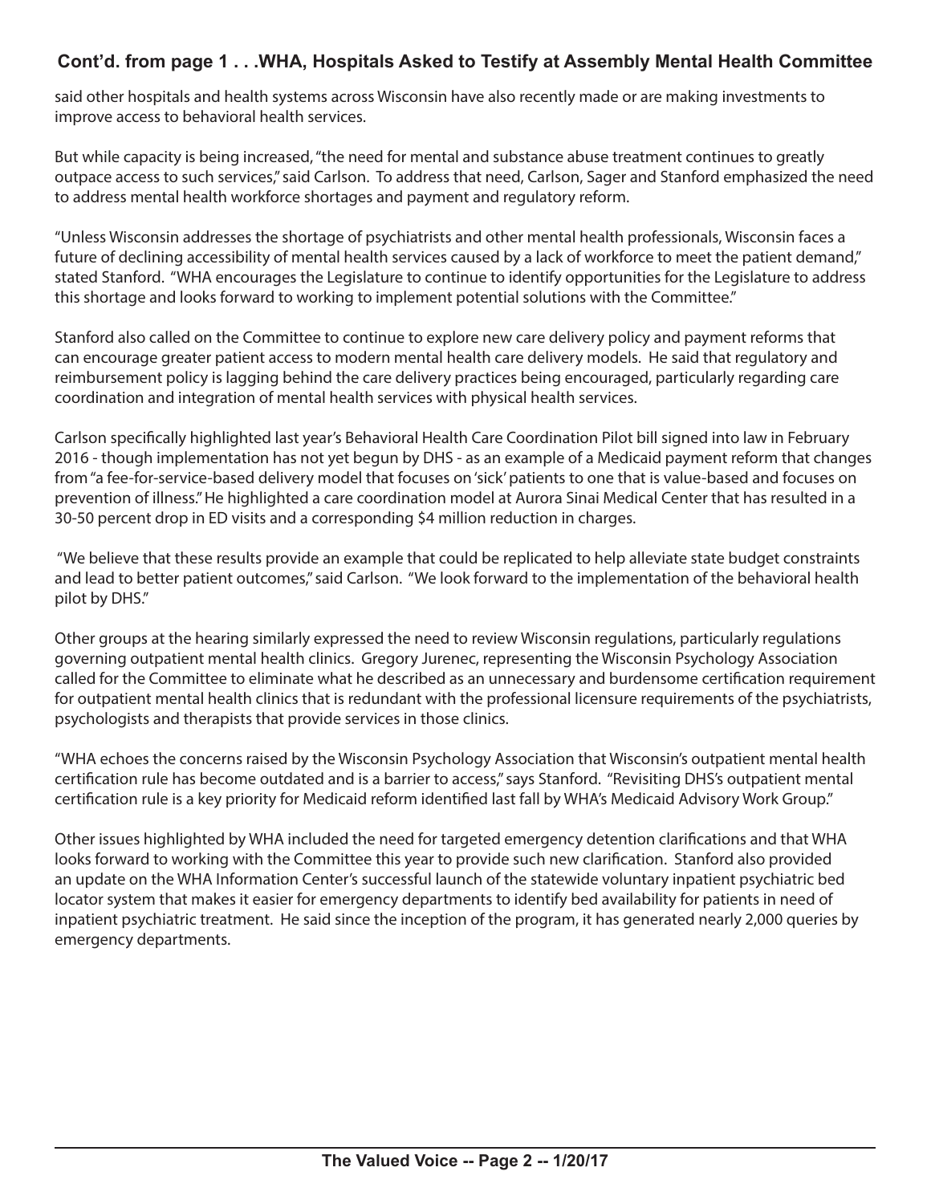## Cont'd. from page 1 . . .WHA, Hospitals Asked to Testify at Assembly Mental Health Committee

said other hospitals and health systems across Wisconsin have also recently made or are making investments to improve access to behavioral health services.

But while capacity is being increased, "the need for mental and substance abuse treatment continues to greatly outpace access to such services," said Carlson. To address that need, Carlson, Sager and Stanford emphasized the need to address mental health workforce shortages and payment and regulatory reform.

"Unless Wisconsin addresses the shortage of psychiatrists and other mental health professionals, Wisconsin faces a future of declining accessibility of mental health services caused by a lack of workforce to meet the patient demand," stated Stanford. "WHA encourages the Legislature to continue to identify opportunities for the Legislature to address this shortage and looks forward to working to implement potential solutions with the Committee."

Stanford also called on the Committee to continue to explore new care delivery policy and payment reforms that can encourage greater patient access to modern mental health care delivery models. He said that regulatory and reimbursement policy is lagging behind the care delivery practices being encouraged, particularly regarding care coordination and integration of mental health services with physical health services.

Carlson specifically highlighted last year's Behavioral Health Care Coordination Pilot bill signed into law in February 2016 - though implementation has not yet begun by DHS - as an example of a Medicaid payment reform that changes from "a fee-for-service-based delivery model that focuses on 'sick' patients to one that is value-based and focuses on prevention of illness." He highlighted a care coordination model at Aurora Sinai Medical Center that has resulted in a 30-50 percent drop in ED visits and a corresponding $4 million reduction in charges.

"We believe that these results provide an example that could be replicated to help alleviate state budget constraints and lead to better patient outcomes," said Carlson. "We look forward to the implementation of the behavioral health pilot by DHS."

Other groups at the hearing similarly expressed the need to review Wisconsin regulations, particularly regulations governing outpatient mental health clinics. Gregory Jurenec, representing the Wisconsin Psychology Association called for the Committee to eliminate what he described as an unnecessary and burdensome certification requirement for outpatient mental health clinics that is redundant with the professional licensure requirements of the psychiatrists, psychologists and therapists that provide services in those clinics.

"WHA echoes the concerns raised by the Wisconsin Psychology Association that Wisconsin's outpatient mental health certification rule has become outdated and is a barrier to access," says Stanford. "Revisiting DHS's outpatient mental certification rule is a key priority for Medicaid reform identified last fall by WHA's Medicaid Advisory Work Group."

Other issues highlighted by WHA included the need for targeted emergency detention clarifications and that WHA looks forward to working with the Committee this year to provide such new clarification. Stanford also provided an update on the WHA Information Center's successful launch of the statewide voluntary inpatient psychiatric bed locator system that makes it easier for emergency departments to identify bed availability for patients in need of inpatient psychiatric treatment. He said since the inception of the program, it has generated nearly 2,000 queries by emergency departments.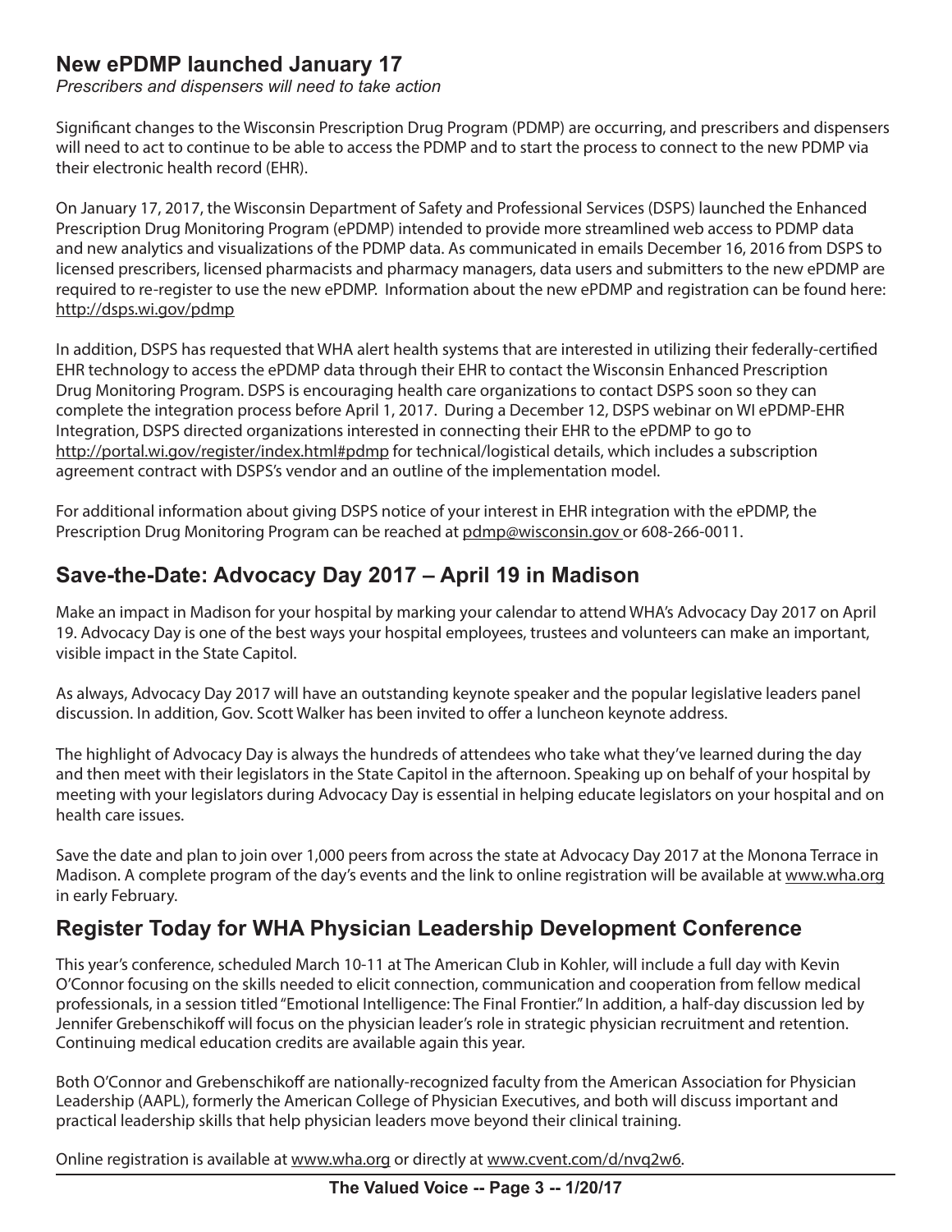## New ePDMP launched January 17

*Prescribers and dispensers will need to take action*

Significant changes to the Wisconsin Prescription Drug Program (PDMP) are occurring, and prescribers and dispensers will need to act to continue to be able to access the PDMP and to start the process to connect to the new PDMP via their electronic health record (EHR).

On January 17, 2017, the Wisconsin Department of Safety and Professional Services (DSPS) launched the Enhanced Prescription Drug Monitoring Program (ePDMP) intended to provide more streamlined web access to PDMP data and new analytics and visualizations of the PDMP data. As communicated in emails December 16, 2016 from DSPS to licensed prescribers, licensed pharmacists and pharmacy managers, data users and submitters to the new ePDMP are required to re-register to use the new ePDMP. Information about the new ePDMP and registration can be found here: http://dsps.wi.gov/pdmp

In addition, DSPS has requested that WHA alert health systems that are interested in utilizing their federally-certified EHR technology to access the ePDMP data through their EHR to contact the Wisconsin Enhanced Prescription Drug Monitoring Program. DSPS is encouraging health care organizations to contact DSPS soon so they can complete the integration process before April 1, 2017. During a December 12, DSPS webinar on WI ePDMP-EHR Integration, DSPS directed organizations interested in connecting their EHR to the ePDMP to go to http://portal.wi.gov/register/index.html#pdmp for technical/logistical details, which includes a subscription agreement contract with DSPS's vendor and an outline of the implementation model.

For additional information about giving DSPS notice of your interest in EHR integration with the ePDMP, the Prescription Drug Monitoring Program can be reached at pdmp@wisconsin.gov or 608-266-0011.

## Save-the-Date: Advocacy Day 2017 – April 19 in Madison

Make an impact in Madison for your hospital by marking your calendar to attend WHA's Advocacy Day 2017 on April 19. Advocacy Day is one of the best ways your hospital employees, trustees and volunteers can make an important, visible impact in the State Capitol.

As always, Advocacy Day 2017 will have an outstanding keynote speaker and the popular legislative leaders panel discussion. In addition, Gov. Scott Walker has been invited to offer a luncheon keynote address.

The highlight of Advocacy Day is always the hundreds of attendees who take what they've learned during the day and then meet with their legislators in the State Capitol in the afternoon. Speaking up on behalf of your hospital by meeting with your legislators during Advocacy Day is essential in helping educate legislators on your hospital and on health care issues.

Save the date and plan to join over 1,000 peers from across the state at Advocacy Day 2017 at the Monona Terrace in Madison. A complete program of the day's events and the link to online registration will be available at www.wha.org in early February.

## Register Today for WHA Physician Leadership Development Conference

This year's conference, scheduled March 10-11 at The American Club in Kohler, will include a full day with Kevin O'Connor focusing on the skills needed to elicit connection, communication and cooperation from fellow medical professionals, in a session titled "Emotional Intelligence: The Final Frontier." In addition, a half-day discussion led by Jennifer Grebenschikoff will focus on the physician leader's role in strategic physician recruitment and retention. Continuing medical education credits are available again this year.

Both O'Connor and Grebenschikoff are nationally-recognized faculty from the American Association for Physician Leadership (AAPL), formerly the American College of Physician Executives, and both will discuss important and practical leadership skills that help physician leaders move beyond their clinical training.

Online registration is available at www.wha.org or directly at www.cvent.com/d/nvq2w6.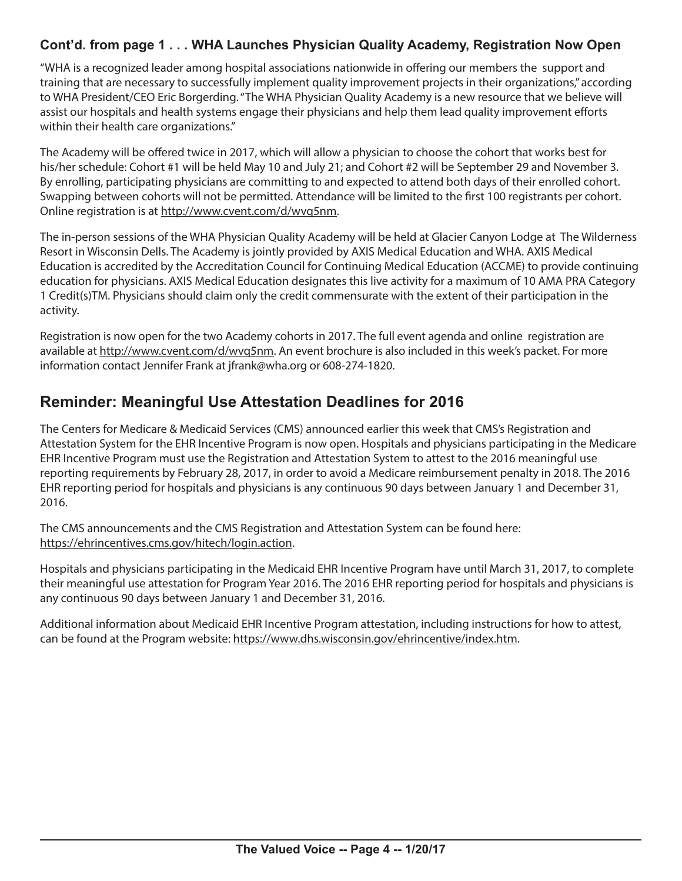## Cont'd. from page 1 . . . WHA Launches Physician Quality Academy, Registration Now Open

"WHA is a recognized leader among hospital associations nationwide in offering our members the support and training that are necessary to successfully implement quality improvement projects in their organizations," according to WHA President/CEO Eric Borgerding. "The WHA Physician Quality Academy is a new resource that we believe will assist our hospitals and health systems engage their physicians and help them lead quality improvement efforts within their health care organizations."

The Academy will be offered twice in 2017, which will allow a physician to choose the cohort that works best for his/her schedule: Cohort #1 will be held May 10 and July 21; and Cohort #2 will be September 29 and November 3. By enrolling, participating physicians are committing to and expected to attend both days of their enrolled cohort. Swapping between cohorts will not be permitted. Attendance will be limited to the first 100 registrants per cohort. Online registration is at http://www.cvent.com/d/wvq5nm.

The in-person sessions of the WHA Physician Quality Academy will be held at Glacier Canyon Lodge at The Wilderness Resort in Wisconsin Dells. The Academy is jointly provided by AXIS Medical Education and WHA. AXIS Medical Education is accredited by the Accreditation Council for Continuing Medical Education (ACCME) to provide continuing education for physicians. AXIS Medical Education designates this live activity for a maximum of 10 AMA PRA Category 1 Credit(s)TM. Physicians should claim only the credit commensurate with the extent of their participation in the activity.

Registration is now open for the two Academy cohorts in 2017. The full event agenda and online registration are available at http://www.cvent.com/d/wvq5nm. An event brochure is also included in this week's packet. For more information contact Jennifer Frank at jfrank@wha.org or 608-274-1820.

## Reminder: Meaningful Use Attestation Deadlines for 2016

The Centers for Medicare & Medicaid Services (CMS) announced earlier this week that CMS's Registration and Attestation System for the EHR Incentive Program is now open. Hospitals and physicians participating in the Medicare EHR Incentive Program must use the Registration and Attestation System to attest to the 2016 meaningful use reporting requirements by February 28, 2017, in order to avoid a Medicare reimbursement penalty in 2018. The 2016 EHR reporting period for hospitals and physicians is any continuous 90 days between January 1 and December 31, 2016.

The CMS announcements and the CMS Registration and Attestation System can be found here: https://ehrincentives.cms.gov/hitech/login.action.

Hospitals and physicians participating in the Medicaid EHR Incentive Program have until March 31, 2017, to complete their meaningful use attestation for Program Year 2016. The 2016 EHR reporting period for hospitals and physicians is any continuous 90 days between January 1 and December 31, 2016.

Additional information about Medicaid EHR Incentive Program attestation, including instructions for how to attest, can be found at the Program website: https://www.dhs.wisconsin.gov/ehrincentive/index.htm.